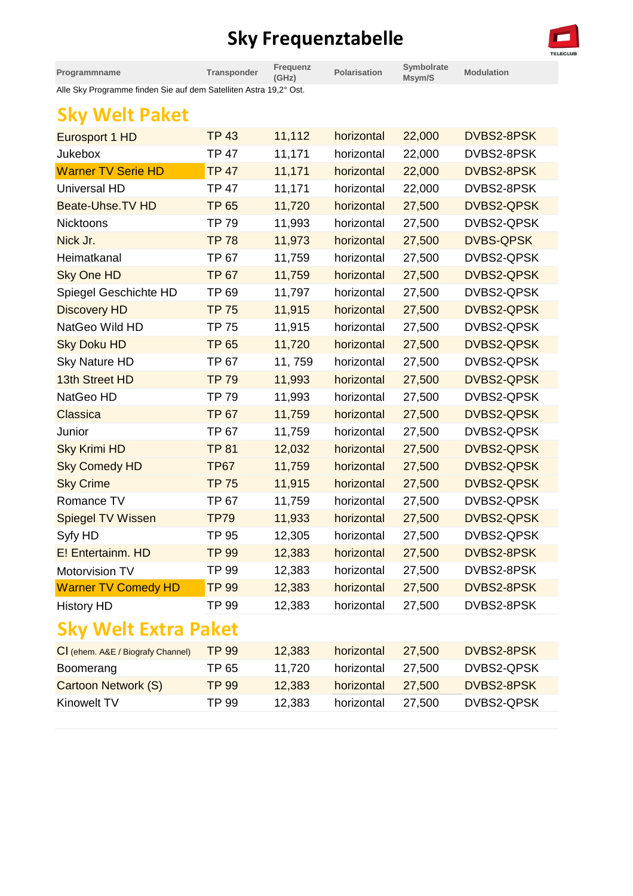# Sky Frequenztabelle

| Programmname | Transponder | Frequenz (GHz) | Polarisation | Symbolrate Msym/S | Modulation |
|---|---|---|---|---|---|

Alle Sky Programme finden Sie auf dem Satelliten Astra 19,2° Ost.

## Sky Welt Paket

| Programmname | Transponder | Frequenz (GHz) | Polarisation | Symbolrate Msym/S | Modulation |
|---|---|---|---|---|---|
| Eurosport 1 HD | TP 43 | 11,112 | horizontal | 22,000 | DVBS2-8PSK |
| Jukebox | TP 47 | 11,171 | horizontal | 22,000 | DVBS2-8PSK |
| Warner TV Serie HD | TP 47 | 11,171 | horizontal | 22,000 | DVBS2-8PSK |
| Universal HD | TP 47 | 11,171 | horizontal | 22,000 | DVBS2-8PSK |
| Beate-Uhse.TV HD | TP 65 | 11,720 | horizontal | 27,500 | DVBS2-QPSK |
| Nicktoons | TP 79 | 11,993 | horizontal | 27,500 | DVBS2-QPSK |
| Nick Jr. | TP 78 | 11,973 | horizontal | 27,500 | DVBS-QPSK |
| Heimatkanal | TP 67 | 11,759 | horizontal | 27,500 | DVBS2-QPSK |
| Sky One HD | TP 67 | 11,759 | horizontal | 27,500 | DVBS2-QPSK |
| Spiegel Geschichte HD | TP 69 | 11,797 | horizontal | 27,500 | DVBS2-QPSK |
| Discovery HD | TP 75 | 11,915 | horizontal | 27,500 | DVBS2-QPSK |
| NatGeo Wild HD | TP 75 | 11,915 | horizontal | 27,500 | DVBS2-QPSK |
| Sky Doku HD | TP 65 | 11,720 | horizontal | 27,500 | DVBS2-QPSK |
| Sky Nature HD | TP 67 | 11, 759 | horizontal | 27,500 | DVBS2-QPSK |
| 13th Street HD | TP 79 | 11,993 | horizontal | 27,500 | DVBS2-QPSK |
| NatGeo HD | TP 79 | 11,993 | horizontal | 27,500 | DVBS2-QPSK |
| Classica | TP 67 | 11,759 | horizontal | 27,500 | DVBS2-QPSK |
| Junior | TP 67 | 11,759 | horizontal | 27,500 | DVBS2-QPSK |
| Sky Krimi HD | TP 81 | 12,032 | horizontal | 27,500 | DVBS2-QPSK |
| Sky Comedy HD | TP67 | 11,759 | horizontal | 27,500 | DVBS2-QPSK |
| Sky Crime | TP 75 | 11,915 | horizontal | 27,500 | DVBS2-QPSK |
| Romance TV | TP 67 | 11,759 | horizontal | 27,500 | DVBS2-QPSK |
| Spiegel TV Wissen | TP79 | 11,933 | horizontal | 27,500 | DVBS2-QPSK |
| Syfy HD | TP 95 | 12,305 | horizontal | 27,500 | DVBS2-QPSK |
| E! Entertainm. HD | TP 99 | 12,383 | horizontal | 27,500 | DVBS2-8PSK |
| Motorvision TV | TP 99 | 12,383 | horizontal | 27,500 | DVBS2-8PSK |
| Warner TV Comedy HD | TP 99 | 12,383 | horizontal | 27,500 | DVBS2-8PSK |
| History HD | TP 99 | 12,383 | horizontal | 27,500 | DVBS2-8PSK |

## Sky Welt Extra Paket

| Programmname | Transponder | Frequenz (GHz) | Polarisation | Symbolrate Msym/S | Modulation |
|---|---|---|---|---|---|
| CI (ehem. A&E / Biografy Channel) | TP 99 | 12,383 | horizontal | 27,500 | DVBS2-8PSK |
| Boomerang | TP 65 | 11,720 | horizontal | 27,500 | DVBS2-QPSK |
| Cartoon Network (S) | TP 99 | 12,383 | horizontal | 27,500 | DVBS2-8PSK |
| Kinowelt TV | TP 99 | 12,383 | horizontal | 27,500 | DVBS2-QPSK |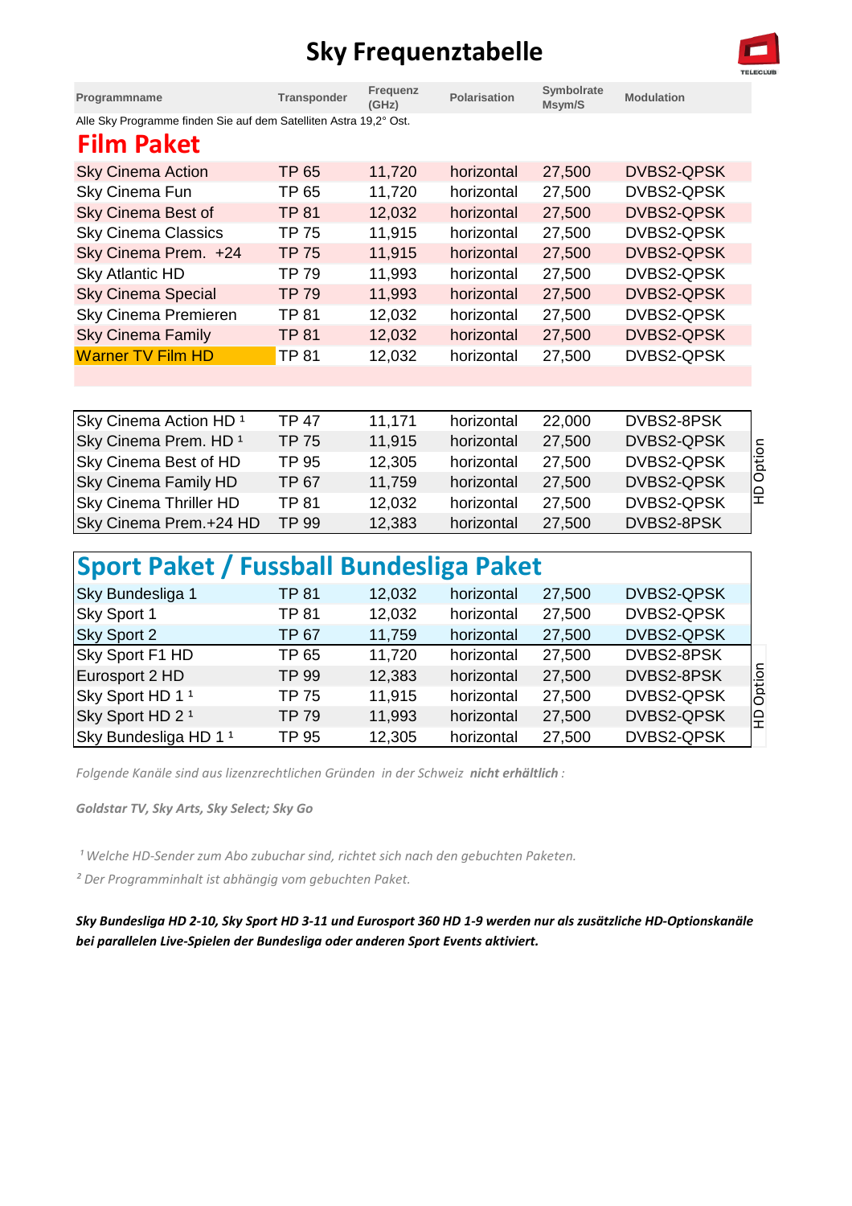# Sky Frequenztabelle

| Programmname | Transponder | Frequenz (GHz) | Polarisation | Symbolrate Msym/S | Modulation |
|---|---|---|---|---|---|

Alle Sky Programme finden Sie auf dem Satelliten Astra 19,2° Ost.

## Film Paket

| Programmname | Transponder | Frequenz (GHz) | Polarisation | Symbolrate Msym/S | Modulation |
|---|---|---|---|---|---|
| Sky Cinema Action | TP 65 | 11,720 | horizontal | 27,500 | DVBS2-QPSK |
| Sky Cinema Fun | TP 65 | 11,720 | horizontal | 27,500 | DVBS2-QPSK |
| Sky Cinema Best of | TP 81 | 12,032 | horizontal | 27,500 | DVBS2-QPSK |
| Sky Cinema Classics | TP 75 | 11,915 | horizontal | 27,500 | DVBS2-QPSK |
| Sky Cinema Prem. +24 | TP 75 | 11,915 | horizontal | 27,500 | DVBS2-QPSK |
| Sky Atlantic HD | TP 79 | 11,993 | horizontal | 27,500 | DVBS2-QPSK |
| Sky Cinema Special | TP 79 | 11,993 | horizontal | 27,500 | DVBS2-QPSK |
| Sky Cinema Premieren | TP 81 | 12,032 | horizontal | 27,500 | DVBS2-QPSK |
| Sky Cinema Family | TP 81 | 12,032 | horizontal | 27,500 | DVBS2-QPSK |
| Warner TV Film HD | TP 81 | 12,032 | horizontal | 27,500 | DVBS2-QPSK |

HD Option

| Programmname | Transponder | Frequenz (GHz) | Polarisation | Symbolrate Msym/S | Modulation |
|---|---|---|---|---|---|
| Sky Cinema Action HD [1] | TP 47 | 11,171 | horizontal | 22,000 | DVBS2-8PSK |
| Sky Cinema Prem. HD [1] | TP 75 | 11,915 | horizontal | 27,500 | DVBS2-QPSK |
| Sky Cinema Best of HD | TP 95 | 12,305 | horizontal | 27,500 | DVBS2-QPSK |
| Sky Cinema Family HD | TP 67 | 11,759 | horizontal | 27,500 | DVBS2-QPSK |
| Sky Cinema Thriller HD | TP 81 | 12,032 | horizontal | 27,500 | DVBS2-QPSK |
| Sky Cinema Prem.+24 HD | TP 99 | 12,383 | horizontal | 27,500 | DVBS2-8PSK |

## Sport Paket / Fussball Bundesliga Paket

| Programmname | Transponder | Frequenz (GHz) | Polarisation | Symbolrate Msym/S | Modulation |
|---|---|---|---|---|---|
| Sky Bundesliga 1 | TP 81 | 12,032 | horizontal | 27,500 | DVBS2-QPSK |
| Sky Sport 1 | TP 81 | 12,032 | horizontal | 27,500 | DVBS2-QPSK |
| Sky Sport 2 | TP 67 | 11,759 | horizontal | 27,500 | DVBS2-QPSK |

HD Option

| Programmname | Transponder | Frequenz (GHz) | Polarisation | Symbolrate Msym/S | Modulation |
|---|---|---|---|---|---|
| Sky Sport F1 HD | TP 65 | 11,720 | horizontal | 27,500 | DVBS2-8PSK |
| Eurosport 2 HD | TP 99 | 12,383 | horizontal | 27,500 | DVBS2-8PSK |
| Sky Sport HD 1 [1] | TP 75 | 11,915 | horizontal | 27,500 | DVBS2-QPSK |
| Sky Sport HD 2 [1] | TP 79 | 11,993 | horizontal | 27,500 | DVBS2-QPSK |
| Sky Bundesliga HD 1 [1] | TP 95 | 12,305 | horizontal | 27,500 | DVBS2-QPSK |

*Folgende Kanäle sind aus lizenzrechtlichen Gründen in der Schweiz* ***nicht erhältlich*** *:*

***Goldstar TV, Sky Arts, Sky Select; Sky Go***

[1] *Welche HD-Sender zum Abo zubuchar sind, richtet sich nach den gebuchten Paketen.*

[2] *Der Programminhalt ist abhängig vom gebuchten Paket.*

***Sky Bundesliga HD 2-10, Sky Sport HD 3-11 und Eurosport 360 HD 1-9 werden nur als zusätzliche HD-Optionskanäle bei parallelen Live-Spielen der Bundesliga oder anderen Sport Events aktiviert.***